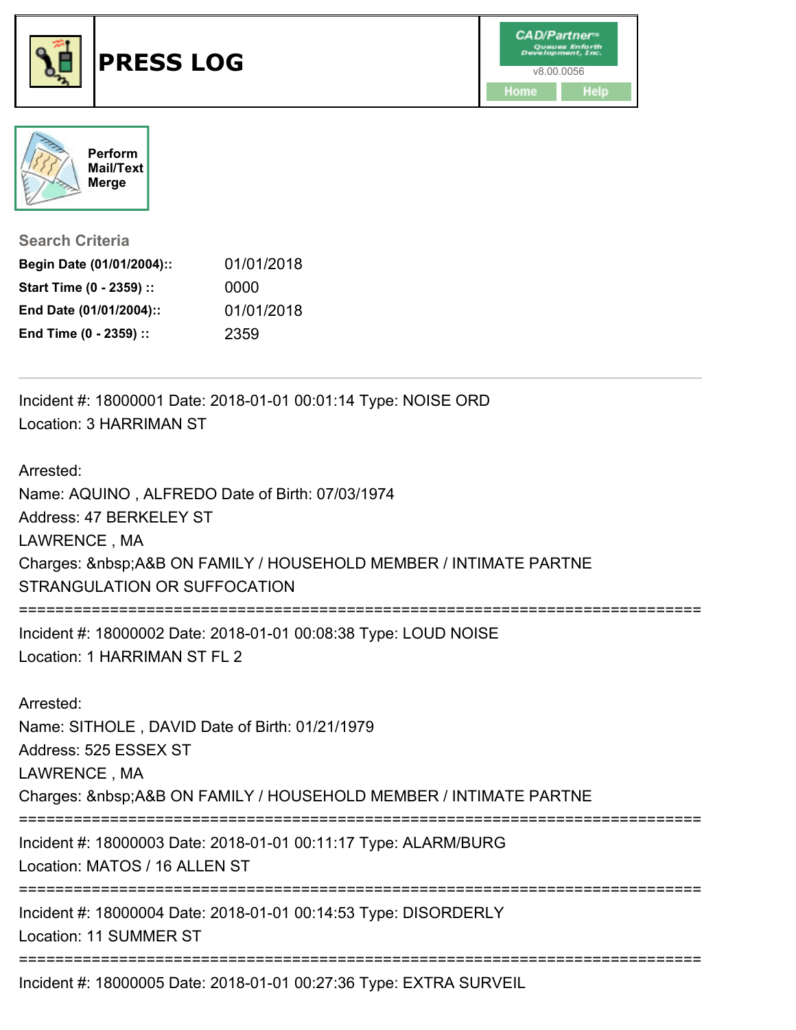# PRESS LOG

CAD/Partner™
Queues Enforth Development, Inc.
v8.00.0056

Home | Help

Perform Mail/Text Merge

## Search Criteria

**Begin Date (01/01/2004)::** 01/01/2018
**Start Time (0 - 2359) ::** 0000
**End Date (01/01/2004)::** 01/01/2018
**End Time (0 - 2359) ::** 2359

---

Incident #: 18000001 Date: 2018-01-01 00:01:14 Type: NOISE ORD
Location: 3 HARRIMAN ST

Arrested:
Name: AQUINO , ALFREDO Date of Birth: 07/03/1974
Address: 47 BERKELEY ST
LAWRENCE , MA
Charges: &nbsp;A&B ON FAMILY / HOUSEHOLD MEMBER / INTIMATE PARTNE
STRANGULATION OR SUFFOCATION

===========================================================================

Incident #: 18000002 Date: 2018-01-01 00:08:38 Type: LOUD NOISE
Location: 1 HARRIMAN ST FL 2

Arrested:
Name: SITHOLE , DAVID Date of Birth: 01/21/1979
Address: 525 ESSEX ST
LAWRENCE , MA
Charges: &nbsp;A&B ON FAMILY / HOUSEHOLD MEMBER / INTIMATE PARTNE

===========================================================================

Incident #: 18000003 Date: 2018-01-01 00:11:17 Type: ALARM/BURG
Location: MATOS / 16 ALLEN ST

===========================================================================

Incident #: 18000004 Date: 2018-01-01 00:14:53 Type: DISORDERLY
Location: 11 SUMMER ST

===========================================================================

Incident #: 18000005 Date: 2018-01-01 00:27:36 Type: EXTRA SURVEIL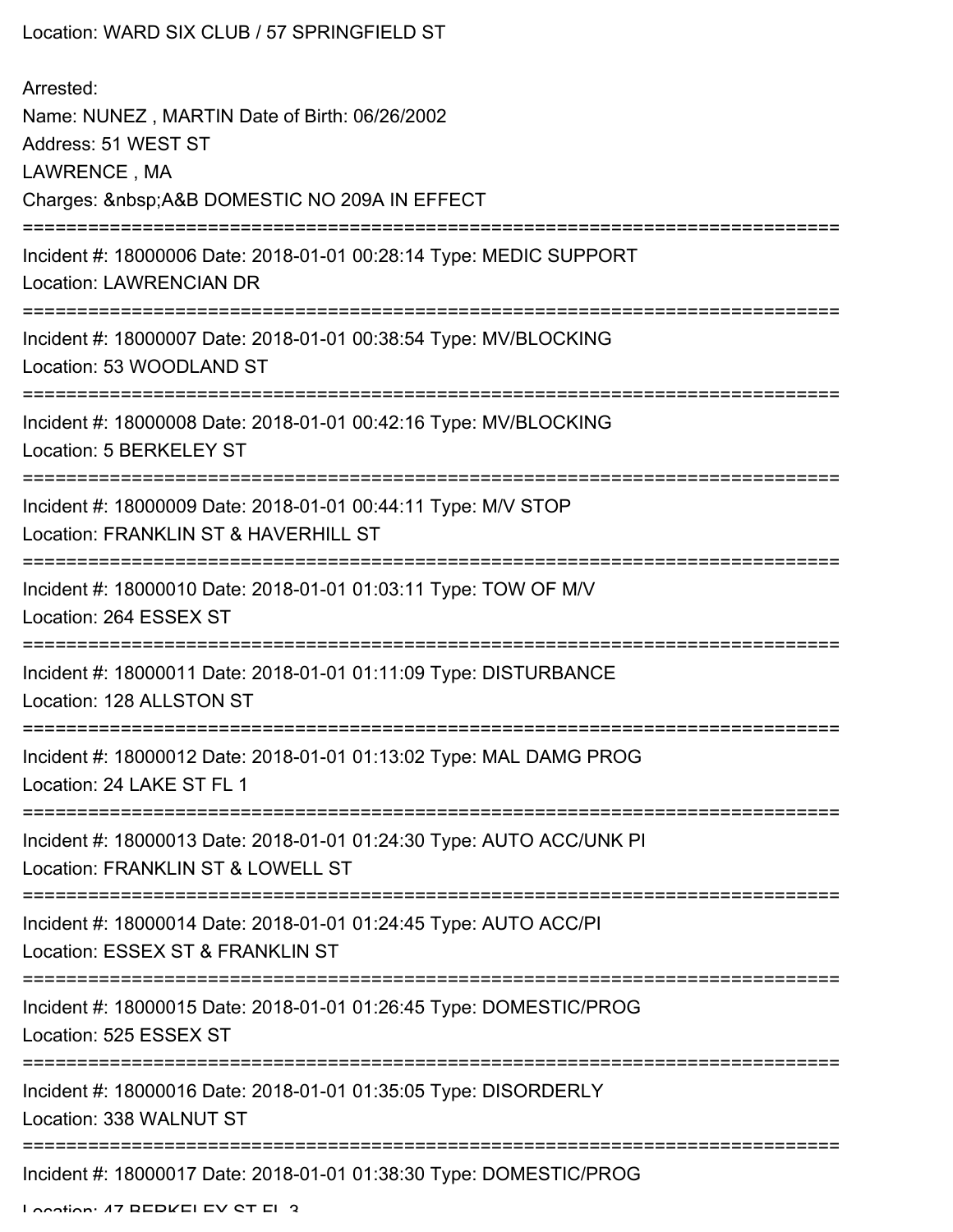Location: WARD SIX CLUB / 57 SPRINGFIELD ST

Arrested:
Name: NUNEZ , MARTIN Date of Birth: 06/26/2002
Address: 51 WEST ST
LAWRENCE , MA
Charges: &nbsp;A&B DOMESTIC NO 209A IN EFFECT

===========================================================================

Incident #: 18000006 Date: 2018-01-01 00:28:14 Type: MEDIC SUPPORT
Location: LAWRENCIAN DR

===========================================================================

Incident #: 18000007 Date: 2018-01-01 00:38:54 Type: MV/BLOCKING
Location: 53 WOODLAND ST

===========================================================================

Incident #: 18000008 Date: 2018-01-01 00:42:16 Type: MV/BLOCKING
Location: 5 BERKELEY ST

===========================================================================

Incident #: 18000009 Date: 2018-01-01 00:44:11 Type: M/V STOP
Location: FRANKLIN ST & HAVERHILL ST

===========================================================================

Incident #: 18000010 Date: 2018-01-01 01:03:11 Type: TOW OF M/V
Location: 264 ESSEX ST

===========================================================================

Incident #: 18000011 Date: 2018-01-01 01:11:09 Type: DISTURBANCE
Location: 128 ALLSTON ST

===========================================================================

Incident #: 18000012 Date: 2018-01-01 01:13:02 Type: MAL DAMG PROG
Location: 24 LAKE ST FL 1

===========================================================================

Incident #: 18000013 Date: 2018-01-01 01:24:30 Type: AUTO ACC/UNK PI
Location: FRANKLIN ST & LOWELL ST

===========================================================================

Incident #: 18000014 Date: 2018-01-01 01:24:45 Type: AUTO ACC/PI
Location: ESSEX ST & FRANKLIN ST

===========================================================================

Incident #: 18000015 Date: 2018-01-01 01:26:45 Type: DOMESTIC/PROG
Location: 525 ESSEX ST

===========================================================================

Incident #: 18000016 Date: 2018-01-01 01:35:05 Type: DISORDERLY
Location: 338 WALNUT ST

===========================================================================

Incident #: 18000017 Date: 2018-01-01 01:38:30 Type: DOMESTIC/PROG
Location: 47 BERKELEY ST FL 3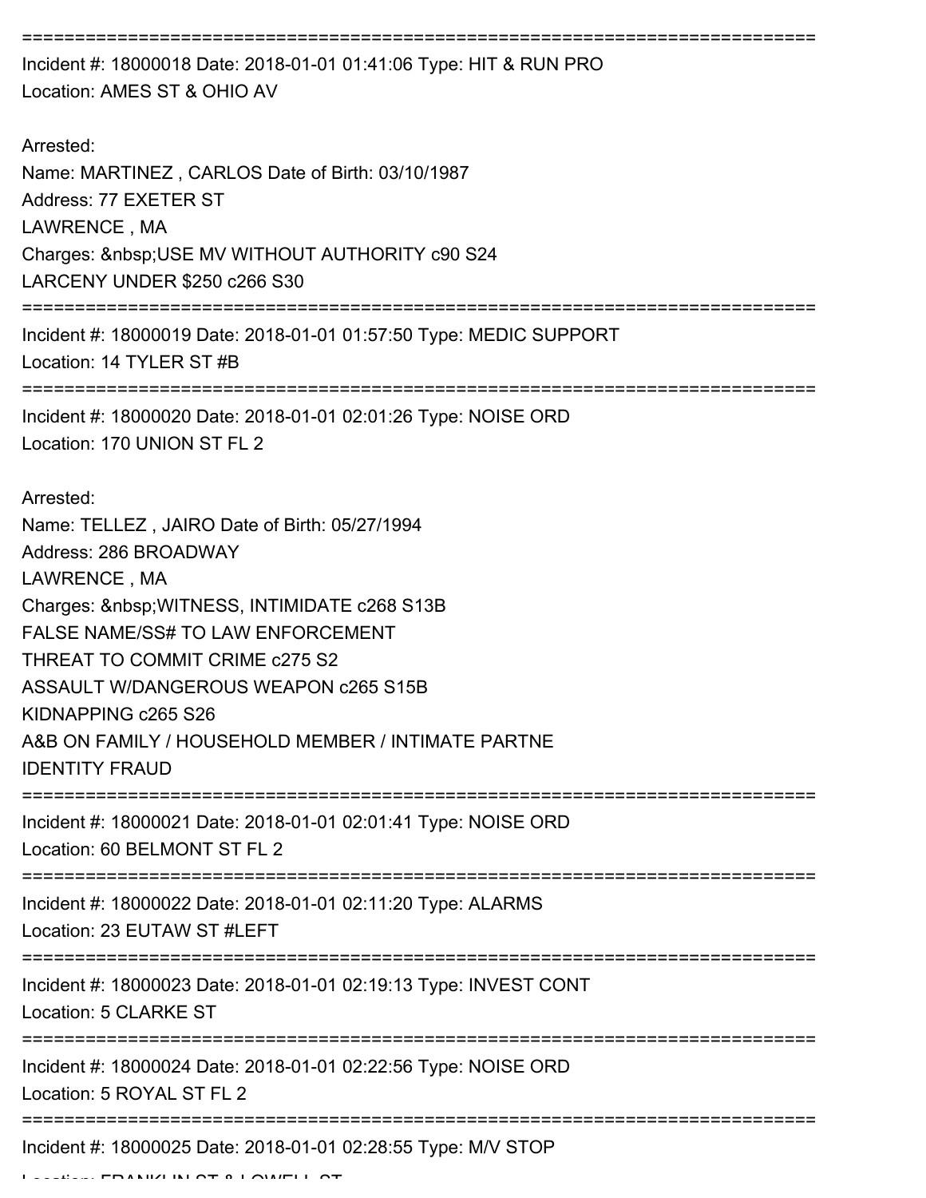=============================================================================
Incident #: 18000018 Date: 2018-01-01 01:41:06 Type: HIT & RUN PRO
Location: AMES ST & OHIO AV

Arrested:
Name: MARTINEZ , CARLOS Date of Birth: 03/10/1987
Address: 77 EXETER ST
LAWRENCE , MA
Charges: &nbsp;USE MV WITHOUT AUTHORITY c90 S24
LARCENY UNDER $250 c266 S30
=============================================================================
Incident #: 18000019 Date: 2018-01-01 01:57:50 Type: MEDIC SUPPORT
Location: 14 TYLER ST #B
=============================================================================
Incident #: 18000020 Date: 2018-01-01 02:01:26 Type: NOISE ORD
Location: 170 UNION ST FL 2

Arrested:
Name: TELLEZ , JAIRO Date of Birth: 05/27/1994
Address: 286 BROADWAY
LAWRENCE , MA
Charges: &nbsp;WITNESS, INTIMIDATE c268 S13B
FALSE NAME/SS# TO LAW ENFORCEMENT
THREAT TO COMMIT CRIME c275 S2
ASSAULT W/DANGEROUS WEAPON c265 S15B
KIDNAPPING c265 S26
A&B ON FAMILY / HOUSEHOLD MEMBER / INTIMATE PARTNE
IDENTITY FRAUD
=============================================================================
Incident #: 18000021 Date: 2018-01-01 02:01:41 Type: NOISE ORD
Location: 60 BELMONT ST FL 2
=============================================================================
Incident #: 18000022 Date: 2018-01-01 02:11:20 Type: ALARMS
Location: 23 EUTAW ST #LEFT
=============================================================================
Incident #: 18000023 Date: 2018-01-01 02:19:13 Type: INVEST CONT
Location: 5 CLARKE ST
=============================================================================
Incident #: 18000024 Date: 2018-01-01 02:22:56 Type: NOISE ORD
Location: 5 ROYAL ST FL 2
=============================================================================
Incident #: 18000025 Date: 2018-01-01 02:28:55 Type: M/V STOP
Location: FRANKLIN ST & LOWELL ST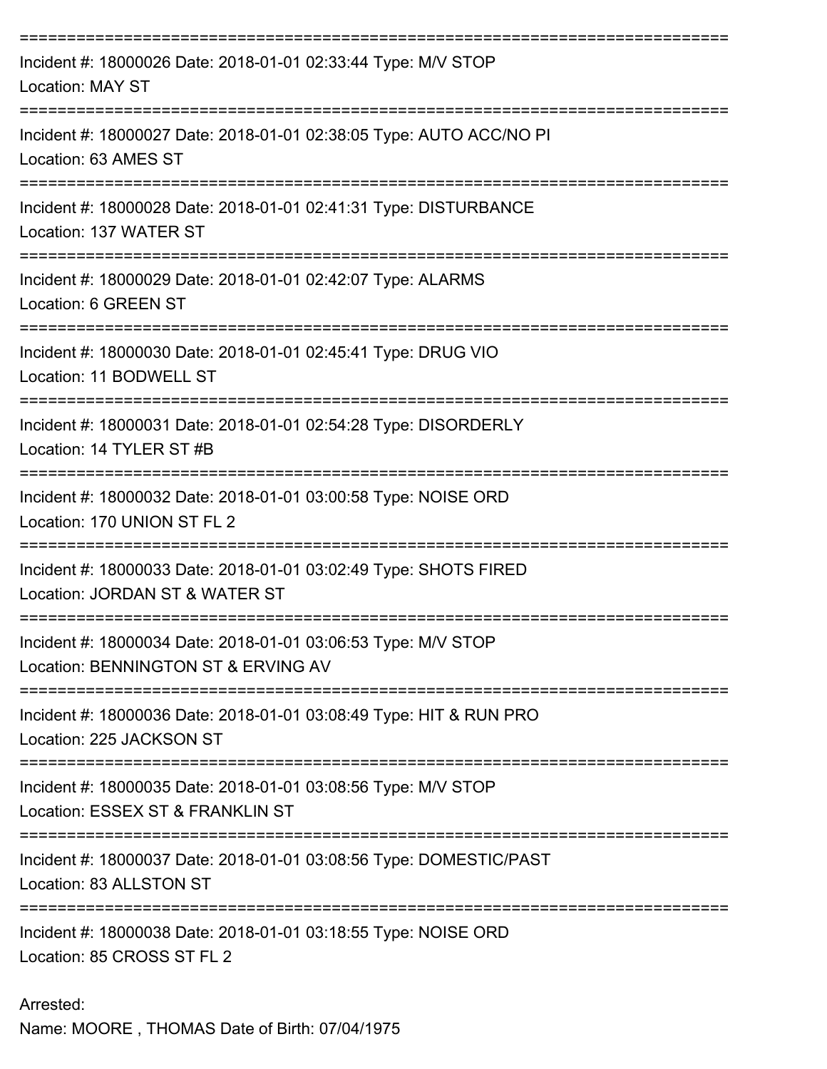===========================================================================

Incident #: 18000026 Date: 2018-01-01 02:33:44 Type: M/V STOP

Location: MAY ST

===========================================================================

Incident #: 18000027 Date: 2018-01-01 02:38:05 Type: AUTO ACC/NO PI

Location: 63 AMES ST

===========================================================================

Incident #: 18000028 Date: 2018-01-01 02:41:31 Type: DISTURBANCE

Location: 137 WATER ST

===========================================================================

Incident #: 18000029 Date: 2018-01-01 02:42:07 Type: ALARMS

Location: 6 GREEN ST

===========================================================================

Incident #: 18000030 Date: 2018-01-01 02:45:41 Type: DRUG VIO

Location: 11 BODWELL ST

===========================================================================

Incident #: 18000031 Date: 2018-01-01 02:54:28 Type: DISORDERLY

Location: 14 TYLER ST #B

===========================================================================

Incident #: 18000032 Date: 2018-01-01 03:00:58 Type: NOISE ORD

Location: 170 UNION ST FL 2

===========================================================================

Incident #: 18000033 Date: 2018-01-01 03:02:49 Type: SHOTS FIRED

Location: JORDAN ST & WATER ST

===========================================================================

Incident #: 18000034 Date: 2018-01-01 03:06:53 Type: M/V STOP

Location: BENNINGTON ST & ERVING AV

===========================================================================

Incident #: 18000036 Date: 2018-01-01 03:08:49 Type: HIT & RUN PRO

Location: 225 JACKSON ST

===========================================================================

Incident #: 18000035 Date: 2018-01-01 03:08:56 Type: M/V STOP

Location: ESSEX ST & FRANKLIN ST

===========================================================================

Incident #: 18000037 Date: 2018-01-01 03:08:56 Type: DOMESTIC/PAST

Location: 83 ALLSTON ST

===========================================================================

Incident #: 18000038 Date: 2018-01-01 03:18:55 Type: NOISE ORD

Location: 85 CROSS ST FL 2

Arrested:

Name: MOORE , THOMAS Date of Birth: 07/04/1975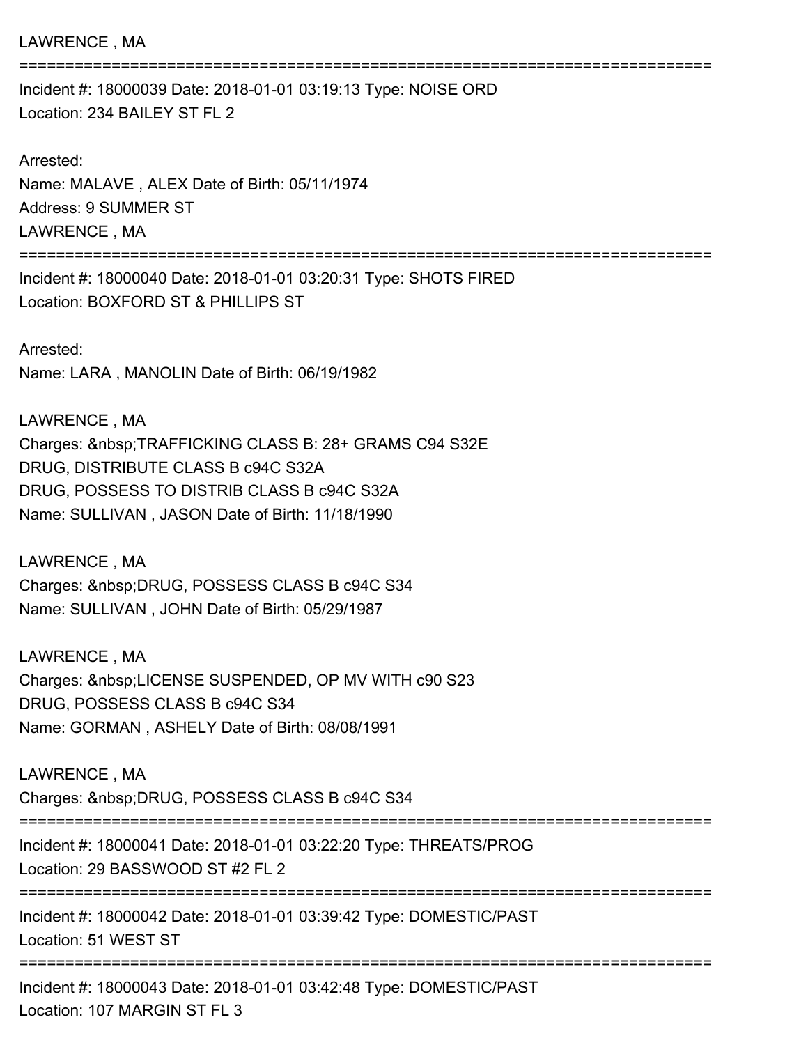LAWRENCE , MA

===========================================================================

Incident #: 18000039 Date: 2018-01-01 03:19:13 Type: NOISE ORD
Location: 234 BAILEY ST FL 2

Arrested:
Name: MALAVE , ALEX Date of Birth: 05/11/1974
Address: 9 SUMMER ST
LAWRENCE , MA

===========================================================================

Incident #: 18000040 Date: 2018-01-01 03:20:31 Type: SHOTS FIRED
Location: BOXFORD ST & PHILLIPS ST

Arrested:
Name: LARA , MANOLIN Date of Birth: 06/19/1982

LAWRENCE , MA
Charges: &nbsp;TRAFFICKING CLASS B: 28+ GRAMS C94 S32E
DRUG, DISTRIBUTE CLASS B c94C S32A
DRUG, POSSESS TO DISTRIB CLASS B c94C S32A
Name: SULLIVAN , JASON Date of Birth: 11/18/1990

LAWRENCE , MA
Charges: &nbsp;DRUG, POSSESS CLASS B c94C S34
Name: SULLIVAN , JOHN Date of Birth: 05/29/1987

LAWRENCE , MA
Charges: &nbsp;LICENSE SUSPENDED, OP MV WITH c90 S23
DRUG, POSSESS CLASS B c94C S34
Name: GORMAN , ASHELY Date of Birth: 08/08/1991

LAWRENCE , MA
Charges: &nbsp;DRUG, POSSESS CLASS B c94C S34

===========================================================================

Incident #: 18000041 Date: 2018-01-01 03:22:20 Type: THREATS/PROG
Location: 29 BASSWOOD ST #2 FL 2

===========================================================================

Incident #: 18000042 Date: 2018-01-01 03:39:42 Type: DOMESTIC/PAST
Location: 51 WEST ST

===========================================================================

Incident #: 18000043 Date: 2018-01-01 03:42:48 Type: DOMESTIC/PAST
Location: 107 MARGIN ST FL 3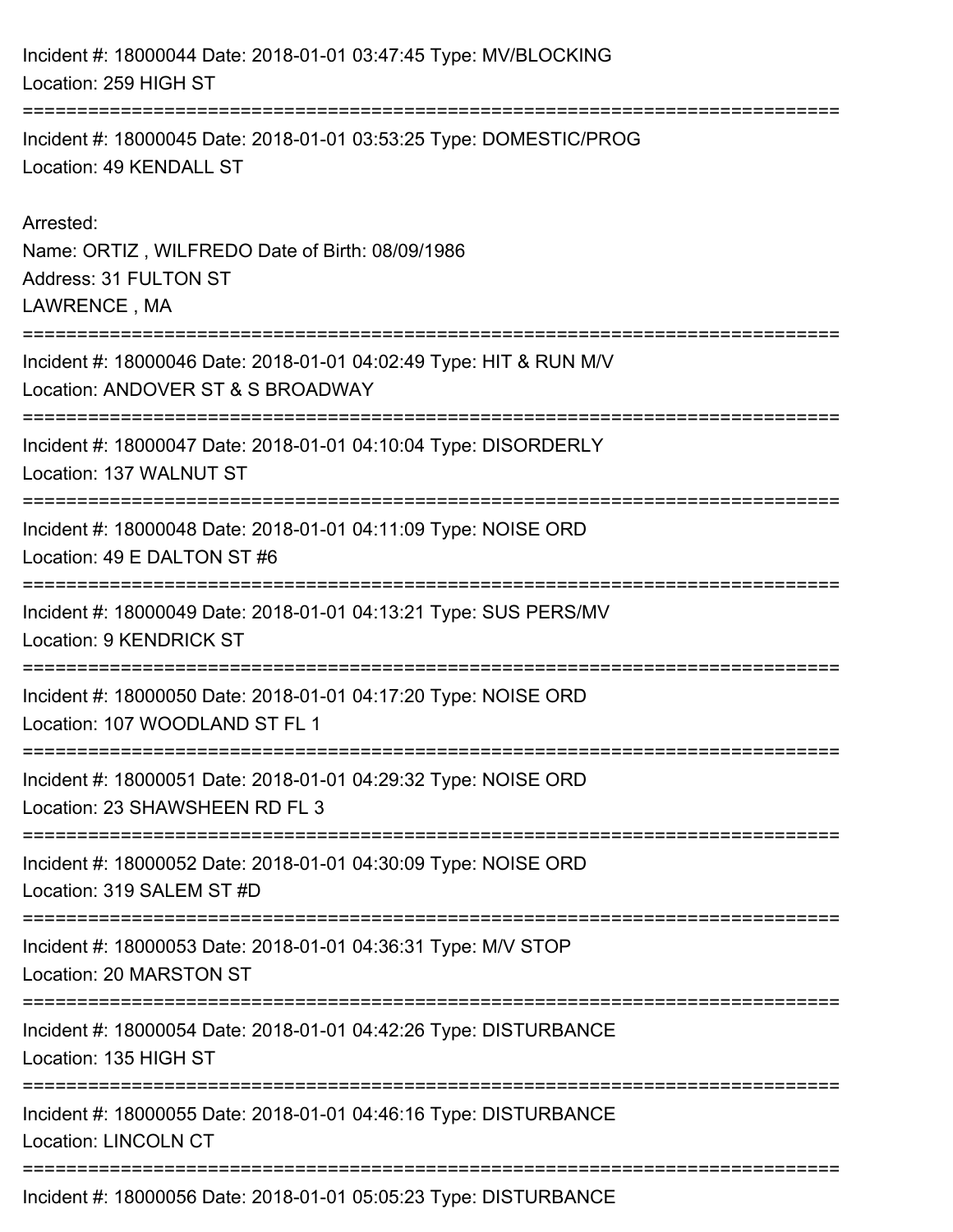Incident #: 18000044 Date: 2018-01-01 03:47:45 Type: MV/BLOCKING
Location: 259 HIGH ST

===========================================================================

Incident #: 18000045 Date: 2018-01-01 03:53:25 Type: DOMESTIC/PROG
Location: 49 KENDALL ST

Arrested:
Name: ORTIZ , WILFREDO Date of Birth: 08/09/1986
Address: 31 FULTON ST
LAWRENCE , MA

===========================================================================

Incident #: 18000046 Date: 2018-01-01 04:02:49 Type: HIT & RUN M/V
Location: ANDOVER ST & S BROADWAY

===========================================================================

Incident #: 18000047 Date: 2018-01-01 04:10:04 Type: DISORDERLY
Location: 137 WALNUT ST

===========================================================================

Incident #: 18000048 Date: 2018-01-01 04:11:09 Type: NOISE ORD
Location: 49 E DALTON ST #6

===========================================================================

Incident #: 18000049 Date: 2018-01-01 04:13:21 Type: SUS PERS/MV
Location: 9 KENDRICK ST

===========================================================================

Incident #: 18000050 Date: 2018-01-01 04:17:20 Type: NOISE ORD
Location: 107 WOODLAND ST FL 1

===========================================================================

Incident #: 18000051 Date: 2018-01-01 04:29:32 Type: NOISE ORD
Location: 23 SHAWSHEEN RD FL 3

===========================================================================

Incident #: 18000052 Date: 2018-01-01 04:30:09 Type: NOISE ORD
Location: 319 SALEM ST #D

===========================================================================

Incident #: 18000053 Date: 2018-01-01 04:36:31 Type: M/V STOP
Location: 20 MARSTON ST

===========================================================================

Incident #: 18000054 Date: 2018-01-01 04:42:26 Type: DISTURBANCE
Location: 135 HIGH ST

===========================================================================

Incident #: 18000055 Date: 2018-01-01 04:46:16 Type: DISTURBANCE
Location: LINCOLN CT

===========================================================================

Incident #: 18000056 Date: 2018-01-01 05:05:23 Type: DISTURBANCE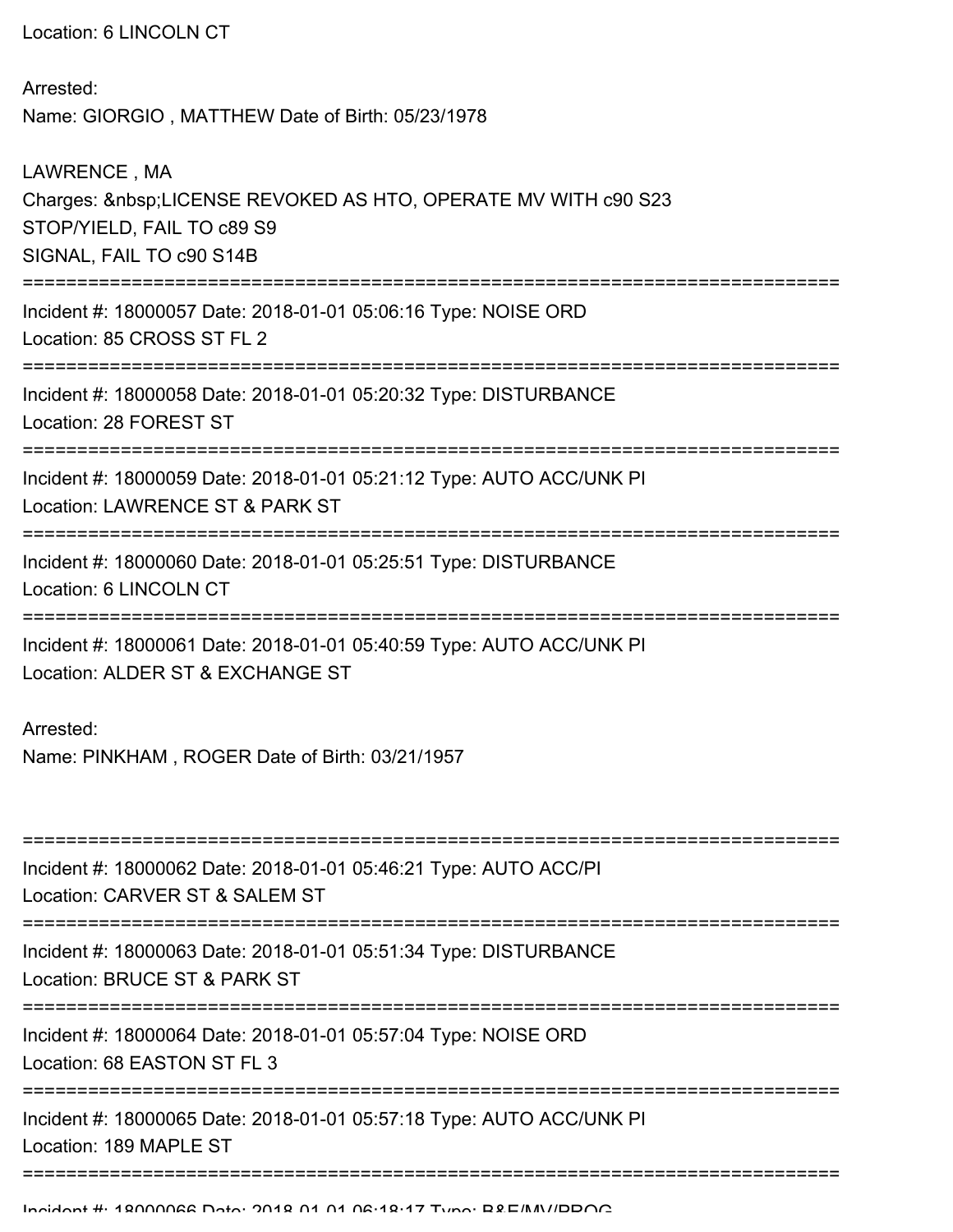Location: 6 LINCOLN CT

Arrested:
Name: GIORGIO , MATTHEW Date of Birth: 05/23/1978

LAWRENCE , MA
Charges: &nbsp;LICENSE REVOKED AS HTO, OPERATE MV WITH c90 S23
STOP/YIELD, FAIL TO c89 S9
SIGNAL, FAIL TO c90 S14B

===========================================================================

Incident #: 18000057 Date: 2018-01-01 05:06:16 Type: NOISE ORD
Location: 85 CROSS ST FL 2

===========================================================================

Incident #: 18000058 Date: 2018-01-01 05:20:32 Type: DISTURBANCE
Location: 28 FOREST ST

===========================================================================

Incident #: 18000059 Date: 2018-01-01 05:21:12 Type: AUTO ACC/UNK PI
Location: LAWRENCE ST & PARK ST

===========================================================================

Incident #: 18000060 Date: 2018-01-01 05:25:51 Type: DISTURBANCE
Location: 6 LINCOLN CT

===========================================================================

Incident #: 18000061 Date: 2018-01-01 05:40:59 Type: AUTO ACC/UNK PI
Location: ALDER ST & EXCHANGE ST

Arrested:
Name: PINKHAM , ROGER Date of Birth: 03/21/1957

===========================================================================

Incident #: 18000062 Date: 2018-01-01 05:46:21 Type: AUTO ACC/PI
Location: CARVER ST & SALEM ST

===========================================================================

Incident #: 18000063 Date: 2018-01-01 05:51:34 Type: DISTURBANCE
Location: BRUCE ST & PARK ST

===========================================================================

Incident #: 18000064 Date: 2018-01-01 05:57:04 Type: NOISE ORD
Location: 68 EASTON ST FL 3

===========================================================================

Incident #: 18000065 Date: 2018-01-01 05:57:18 Type: AUTO ACC/UNK PI
Location: 189 MAPLE ST

===========================================================================

Incident #: 18000066 Date: 2018-01-01 06:18:17 Type: B&E/MV/PROG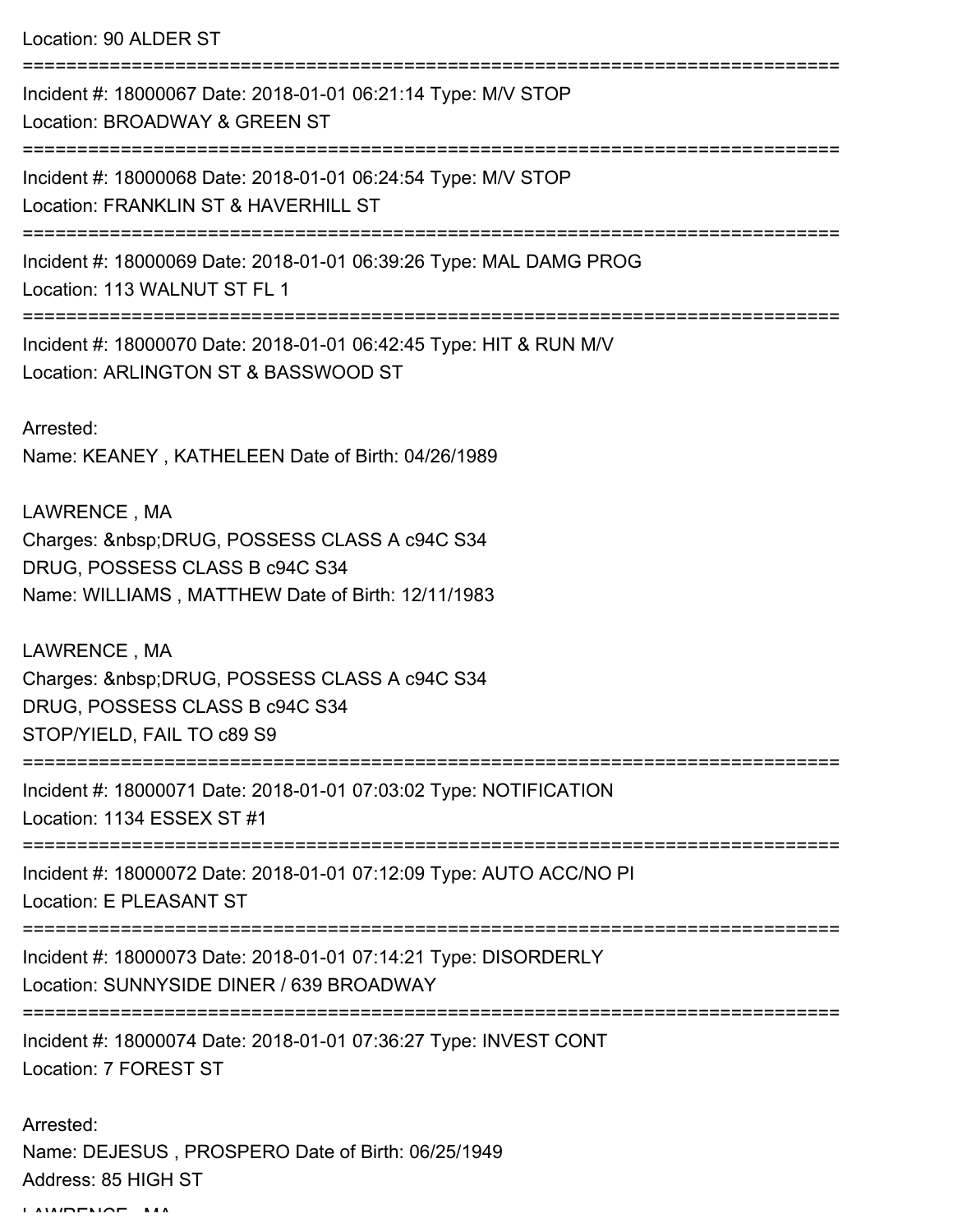Location: 90 ALDER ST

===========================================================================

Incident #: 18000067 Date: 2018-01-01 06:21:14 Type: M/V STOP
Location: BROADWAY & GREEN ST

===========================================================================

Incident #: 18000068 Date: 2018-01-01 06:24:54 Type: M/V STOP
Location: FRANKLIN ST & HAVERHILL ST

===========================================================================

Incident #: 18000069 Date: 2018-01-01 06:39:26 Type: MAL DAMG PROG
Location: 113 WALNUT ST FL 1

===========================================================================

Incident #: 18000070 Date: 2018-01-01 06:42:45 Type: HIT & RUN M/V
Location: ARLINGTON ST & BASSWOOD ST

Arrested:
Name: KEANEY , KATHELEEN Date of Birth: 04/26/1989

LAWRENCE , MA
Charges: &nbsp;DRUG, POSSESS CLASS A c94C S34
DRUG, POSSESS CLASS B c94C S34
Name: WILLIAMS , MATTHEW Date of Birth: 12/11/1983

LAWRENCE , MA
Charges: &nbsp;DRUG, POSSESS CLASS A c94C S34
DRUG, POSSESS CLASS B c94C S34
STOP/YIELD, FAIL TO c89 S9

===========================================================================

Incident #: 18000071 Date: 2018-01-01 07:03:02 Type: NOTIFICATION
Location: 1134 ESSEX ST #1

===========================================================================

Incident #: 18000072 Date: 2018-01-01 07:12:09 Type: AUTO ACC/NO PI
Location: E PLEASANT ST

===========================================================================

Incident #: 18000073 Date: 2018-01-01 07:14:21 Type: DISORDERLY
Location: SUNNYSIDE DINER / 639 BROADWAY

===========================================================================

Incident #: 18000074 Date: 2018-01-01 07:36:27 Type: INVEST CONT
Location: 7 FOREST ST

Arrested:
Name: DEJESUS , PROSPERO Date of Birth: 06/25/1949
Address: 85 HIGH ST

LAWRENCE , MA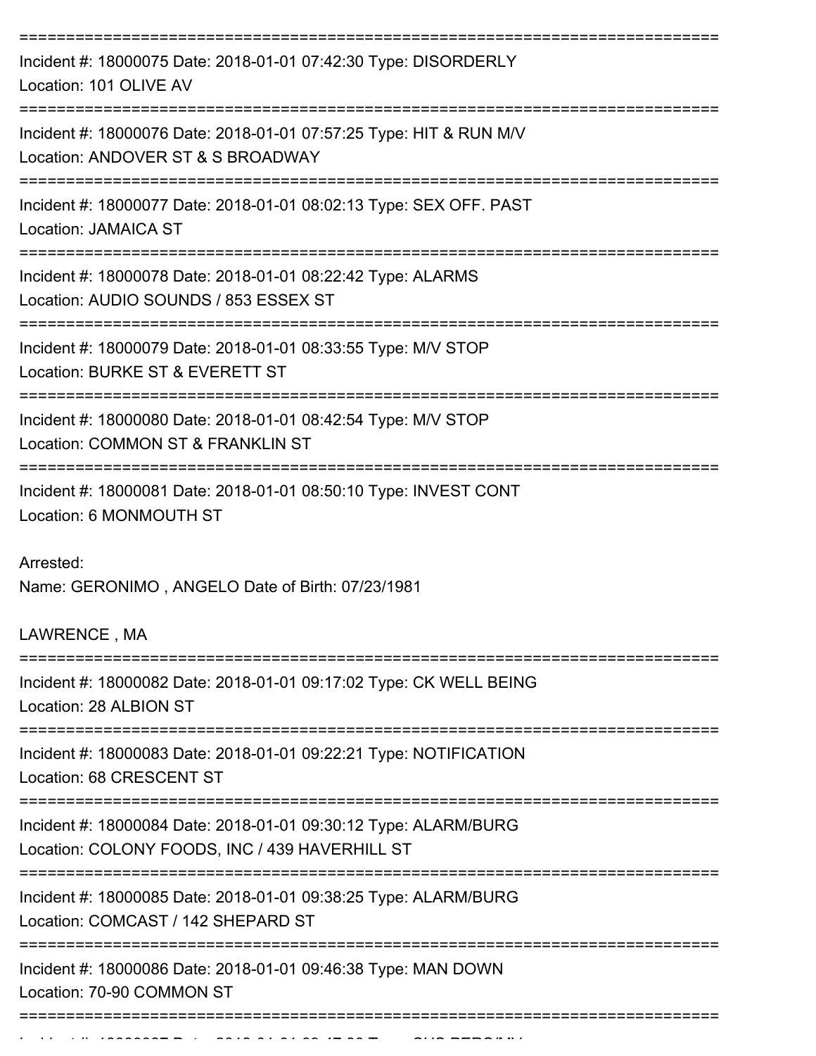===========================================================================

Incident #: 18000075 Date: 2018-01-01 07:42:30 Type: DISORDERLY
Location: 101 OLIVE AV

===========================================================================

Incident #: 18000076 Date: 2018-01-01 07:57:25 Type: HIT & RUN M/V
Location: ANDOVER ST & S BROADWAY

===========================================================================

Incident #: 18000077 Date: 2018-01-01 08:02:13 Type: SEX OFF. PAST
Location: JAMAICA ST

===========================================================================

Incident #: 18000078 Date: 2018-01-01 08:22:42 Type: ALARMS
Location: AUDIO SOUNDS / 853 ESSEX ST

===========================================================================

Incident #: 18000079 Date: 2018-01-01 08:33:55 Type: M/V STOP
Location: BURKE ST & EVERETT ST

===========================================================================

Incident #: 18000080 Date: 2018-01-01 08:42:54 Type: M/V STOP
Location: COMMON ST & FRANKLIN ST

===========================================================================

Incident #: 18000081 Date: 2018-01-01 08:50:10 Type: INVEST CONT
Location: 6 MONMOUTH ST

Arrested:
Name: GERONIMO , ANGELO Date of Birth: 07/23/1981

LAWRENCE , MA

===========================================================================

Incident #: 18000082 Date: 2018-01-01 09:17:02 Type: CK WELL BEING
Location: 28 ALBION ST

===========================================================================

Incident #: 18000083 Date: 2018-01-01 09:22:21 Type: NOTIFICATION
Location: 68 CRESCENT ST

===========================================================================

Incident #: 18000084 Date: 2018-01-01 09:30:12 Type: ALARM/BURG
Location: COLONY FOODS, INC / 439 HAVERHILL ST

===========================================================================

Incident #: 18000085 Date: 2018-01-01 09:38:25 Type: ALARM/BURG
Location: COMCAST / 142 SHEPARD ST

===========================================================================

Incident #: 18000086 Date: 2018-01-01 09:46:38 Type: MAN DOWN
Location: 70-90 COMMON ST

===========================================================================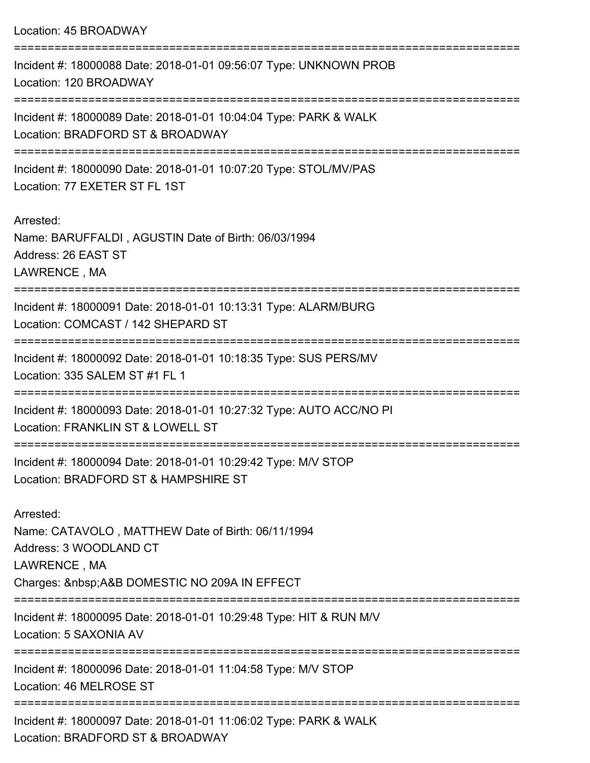Location: 45 BROADWAY

===========================================================================

Incident #: 18000088 Date: 2018-01-01 09:56:07 Type: UNKNOWN PROB
Location: 120 BROADWAY

===========================================================================

Incident #: 18000089 Date: 2018-01-01 10:04:04 Type: PARK & WALK
Location: BRADFORD ST & BROADWAY

===========================================================================

Incident #: 18000090 Date: 2018-01-01 10:07:20 Type: STOL/MV/PAS
Location: 77 EXETER ST FL 1ST

Arrested:
Name: BARUFFALDI , AGUSTIN Date of Birth: 06/03/1994
Address: 26 EAST ST
LAWRENCE , MA

===========================================================================

Incident #: 18000091 Date: 2018-01-01 10:13:31 Type: ALARM/BURG
Location: COMCAST / 142 SHEPARD ST

===========================================================================

Incident #: 18000092 Date: 2018-01-01 10:18:35 Type: SUS PERS/MV
Location: 335 SALEM ST #1 FL 1

===========================================================================

Incident #: 18000093 Date: 2018-01-01 10:27:32 Type: AUTO ACC/NO PI
Location: FRANKLIN ST & LOWELL ST

===========================================================================

Incident #: 18000094 Date: 2018-01-01 10:29:42 Type: M/V STOP
Location: BRADFORD ST & HAMPSHIRE ST

Arrested:
Name: CATAVOLO , MATTHEW Date of Birth: 06/11/1994
Address: 3 WOODLAND CT
LAWRENCE , MA
Charges: &nbsp;A&B DOMESTIC NO 209A IN EFFECT

===========================================================================

Incident #: 18000095 Date: 2018-01-01 10:29:48 Type: HIT & RUN M/V
Location: 5 SAXONIA AV

===========================================================================

Incident #: 18000096 Date: 2018-01-01 11:04:58 Type: M/V STOP
Location: 46 MELROSE ST

===========================================================================

Incident #: 18000097 Date: 2018-01-01 11:06:02 Type: PARK & WALK
Location: BRADFORD ST & BROADWAY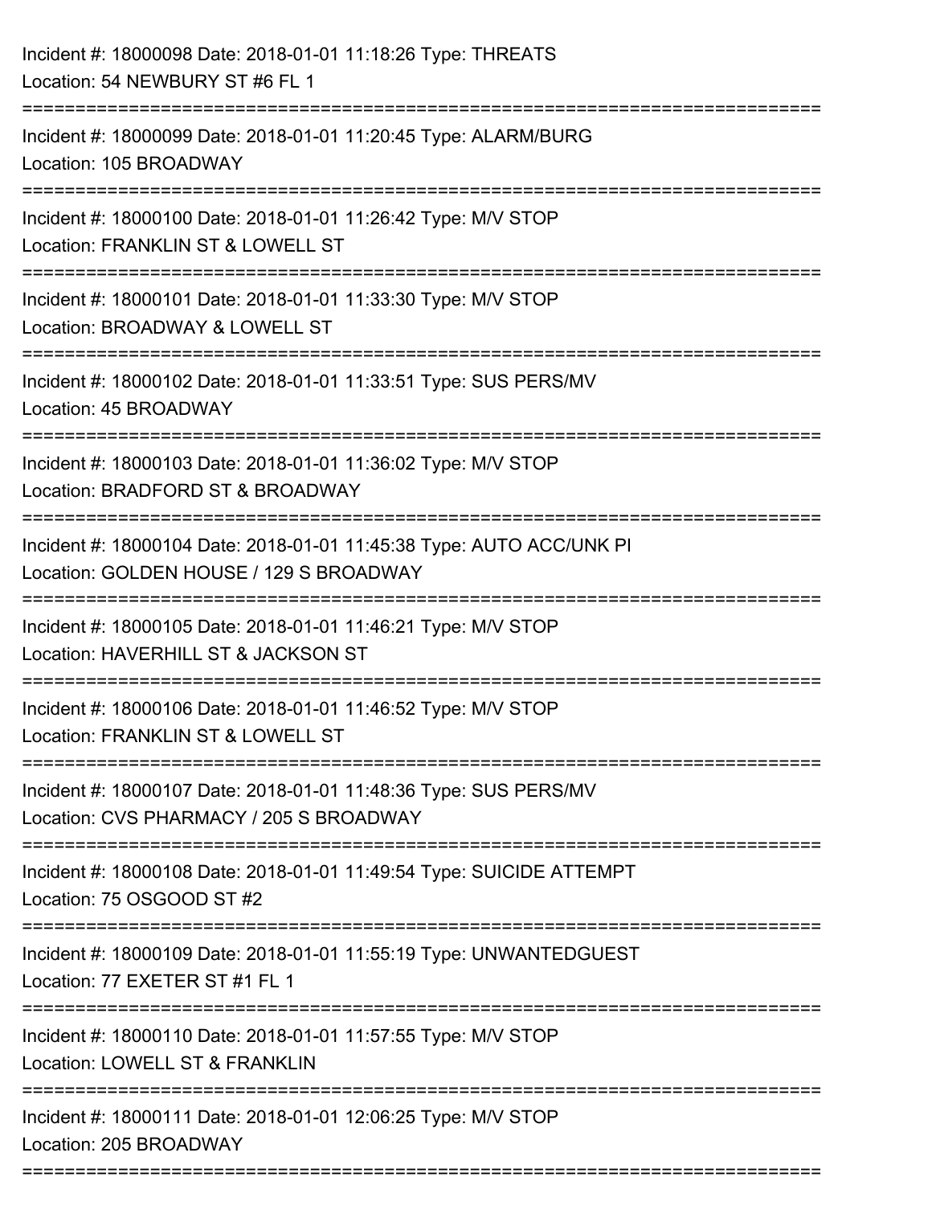Incident #: 18000098 Date: 2018-01-01 11:18:26 Type: THREATS
Location: 54 NEWBURY ST #6 FL 1

===========================================================================

Incident #: 18000099 Date: 2018-01-01 11:20:45 Type: ALARM/BURG
Location: 105 BROADWAY

===========================================================================

Incident #: 18000100 Date: 2018-01-01 11:26:42 Type: M/V STOP
Location: FRANKLIN ST & LOWELL ST

===========================================================================

Incident #: 18000101 Date: 2018-01-01 11:33:30 Type: M/V STOP
Location: BROADWAY & LOWELL ST

===========================================================================

Incident #: 18000102 Date: 2018-01-01 11:33:51 Type: SUS PERS/MV
Location: 45 BROADWAY

===========================================================================

Incident #: 18000103 Date: 2018-01-01 11:36:02 Type: M/V STOP
Location: BRADFORD ST & BROADWAY

===========================================================================

Incident #: 18000104 Date: 2018-01-01 11:45:38 Type: AUTO ACC/UNK PI
Location: GOLDEN HOUSE / 129 S BROADWAY

===========================================================================

Incident #: 18000105 Date: 2018-01-01 11:46:21 Type: M/V STOP
Location: HAVERHILL ST & JACKSON ST

===========================================================================

Incident #: 18000106 Date: 2018-01-01 11:46:52 Type: M/V STOP
Location: FRANKLIN ST & LOWELL ST

===========================================================================

Incident #: 18000107 Date: 2018-01-01 11:48:36 Type: SUS PERS/MV
Location: CVS PHARMACY / 205 S BROADWAY

===========================================================================

Incident #: 18000108 Date: 2018-01-01 11:49:54 Type: SUICIDE ATTEMPT
Location: 75 OSGOOD ST #2

===========================================================================

Incident #: 18000109 Date: 2018-01-01 11:55:19 Type: UNWANTEDGUEST
Location: 77 EXETER ST #1 FL 1

===========================================================================

Incident #: 18000110 Date: 2018-01-01 11:57:55 Type: M/V STOP
Location: LOWELL ST & FRANKLIN

===========================================================================

Incident #: 18000111 Date: 2018-01-01 12:06:25 Type: M/V STOP
Location: 205 BROADWAY

===========================================================================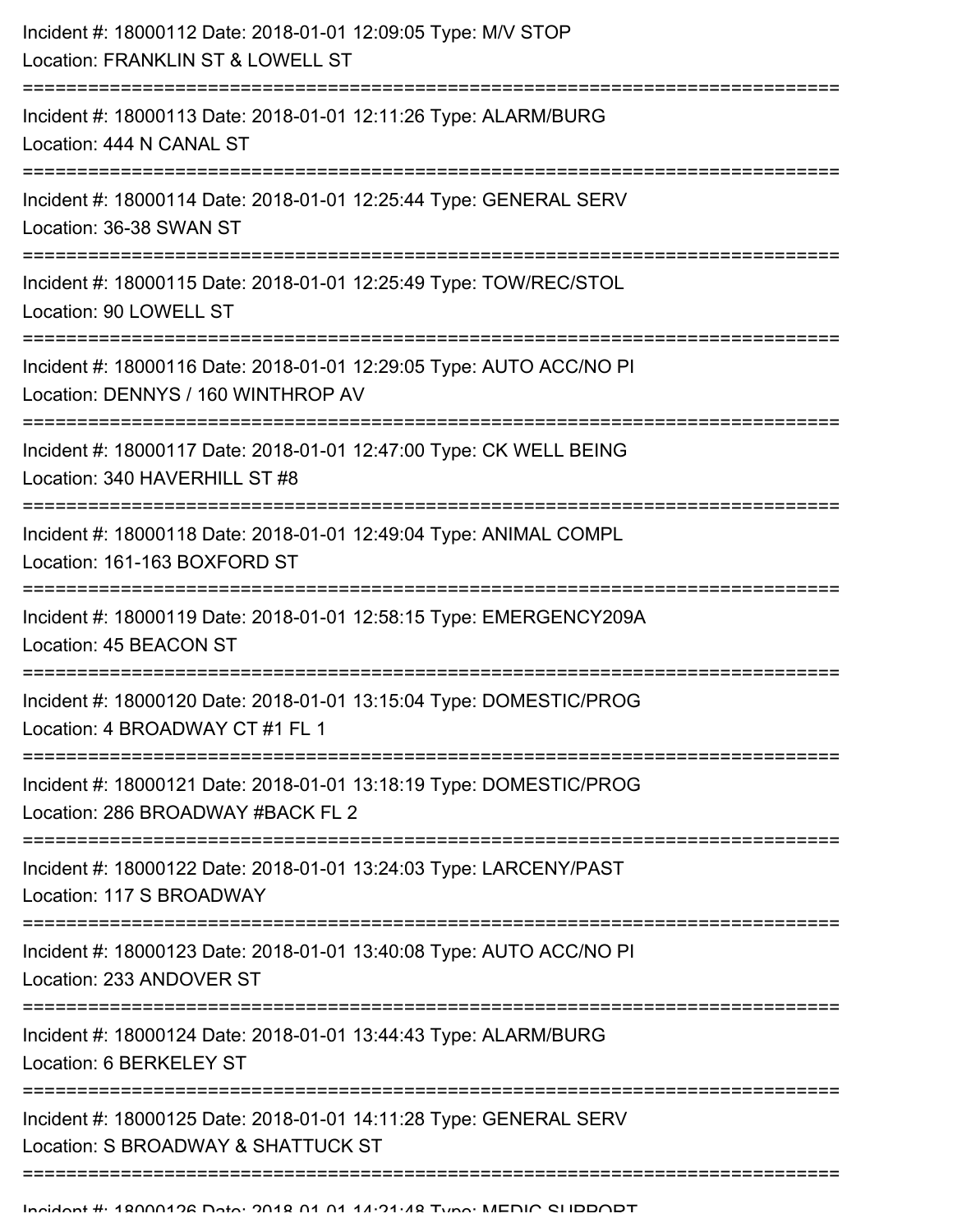Incident #: 18000112 Date: 2018-01-01 12:09:05 Type: M/V STOP
Location: FRANKLIN ST & LOWELL ST

===========================================================================

Incident #: 18000113 Date: 2018-01-01 12:11:26 Type: ALARM/BURG
Location: 444 N CANAL ST

===========================================================================

Incident #: 18000114 Date: 2018-01-01 12:25:44 Type: GENERAL SERV
Location: 36-38 SWAN ST

===========================================================================

Incident #: 18000115 Date: 2018-01-01 12:25:49 Type: TOW/REC/STOL
Location: 90 LOWELL ST

===========================================================================

Incident #: 18000116 Date: 2018-01-01 12:29:05 Type: AUTO ACC/NO PI
Location: DENNYS / 160 WINTHROP AV

===========================================================================

Incident #: 18000117 Date: 2018-01-01 12:47:00 Type: CK WELL BEING
Location: 340 HAVERHILL ST #8

===========================================================================

Incident #: 18000118 Date: 2018-01-01 12:49:04 Type: ANIMAL COMPL
Location: 161-163 BOXFORD ST

===========================================================================

Incident #: 18000119 Date: 2018-01-01 12:58:15 Type: EMERGENCY209A
Location: 45 BEACON ST

===========================================================================

Incident #: 18000120 Date: 2018-01-01 13:15:04 Type: DOMESTIC/PROG
Location: 4 BROADWAY CT #1 FL 1

===========================================================================

Incident #: 18000121 Date: 2018-01-01 13:18:19 Type: DOMESTIC/PROG
Location: 286 BROADWAY #BACK FL 2

===========================================================================

Incident #: 18000122 Date: 2018-01-01 13:24:03 Type: LARCENY/PAST
Location: 117 S BROADWAY

===========================================================================

Incident #: 18000123 Date: 2018-01-01 13:40:08 Type: AUTO ACC/NO PI
Location: 233 ANDOVER ST

===========================================================================

Incident #: 18000124 Date: 2018-01-01 13:44:43 Type: ALARM/BURG
Location: 6 BERKELEY ST

===========================================================================

Incident #: 18000125 Date: 2018-01-01 14:11:28 Type: GENERAL SERV
Location: S BROADWAY & SHATTUCK ST

===========================================================================

Incident #: 18000126 Date: 2018-01-01 14:21:48 Type: MEDIC SUPPORT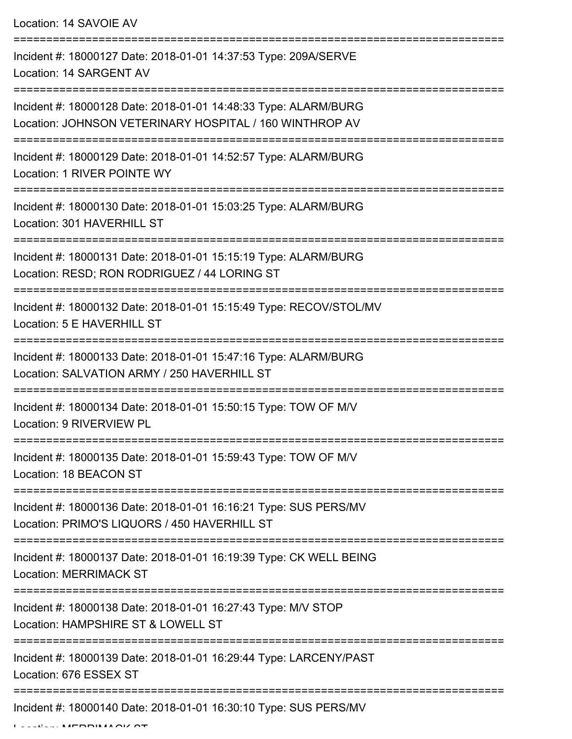Location: 14 SAVOIE AV

===========================================================================

Incident #: 18000127 Date: 2018-01-01 14:37:53 Type: 209A/SERVE

Location: 14 SARGENT AV

===========================================================================

Incident #: 18000128 Date: 2018-01-01 14:48:33 Type: ALARM/BURG

Location: JOHNSON VETERINARY HOSPITAL / 160 WINTHROP AV

===========================================================================

Incident #: 18000129 Date: 2018-01-01 14:52:57 Type: ALARM/BURG

Location: 1 RIVER POINTE WY

===========================================================================

Incident #: 18000130 Date: 2018-01-01 15:03:25 Type: ALARM/BURG

Location: 301 HAVERHILL ST

===========================================================================

Incident #: 18000131 Date: 2018-01-01 15:15:19 Type: ALARM/BURG

Location: RESD; RON RODRIGUEZ / 44 LORING ST

===========================================================================

Incident #: 18000132 Date: 2018-01-01 15:15:49 Type: RECOV/STOL/MV

Location: 5 E HAVERHILL ST

===========================================================================

Incident #: 18000133 Date: 2018-01-01 15:47:16 Type: ALARM/BURG

Location: SALVATION ARMY / 250 HAVERHILL ST

===========================================================================

Incident #: 18000134 Date: 2018-01-01 15:50:15 Type: TOW OF M/V

Location: 9 RIVERVIEW PL

===========================================================================

Incident #: 18000135 Date: 2018-01-01 15:59:43 Type: TOW OF M/V

Location: 18 BEACON ST

===========================================================================

Incident #: 18000136 Date: 2018-01-01 16:16:21 Type: SUS PERS/MV

Location: PRIMO'S LIQUORS / 450 HAVERHILL ST

===========================================================================

Incident #: 18000137 Date: 2018-01-01 16:19:39 Type: CK WELL BEING

Location: MERRIMACK ST

===========================================================================

Incident #: 18000138 Date: 2018-01-01 16:27:43 Type: M/V STOP

Location: HAMPSHIRE ST & LOWELL ST

===========================================================================

Incident #: 18000139 Date: 2018-01-01 16:29:44 Type: LARCENY/PAST

Location: 676 ESSEX ST

===========================================================================

Incident #: 18000140 Date: 2018-01-01 16:30:10 Type: SUS PERS/MV

Location: MERRIMACK ST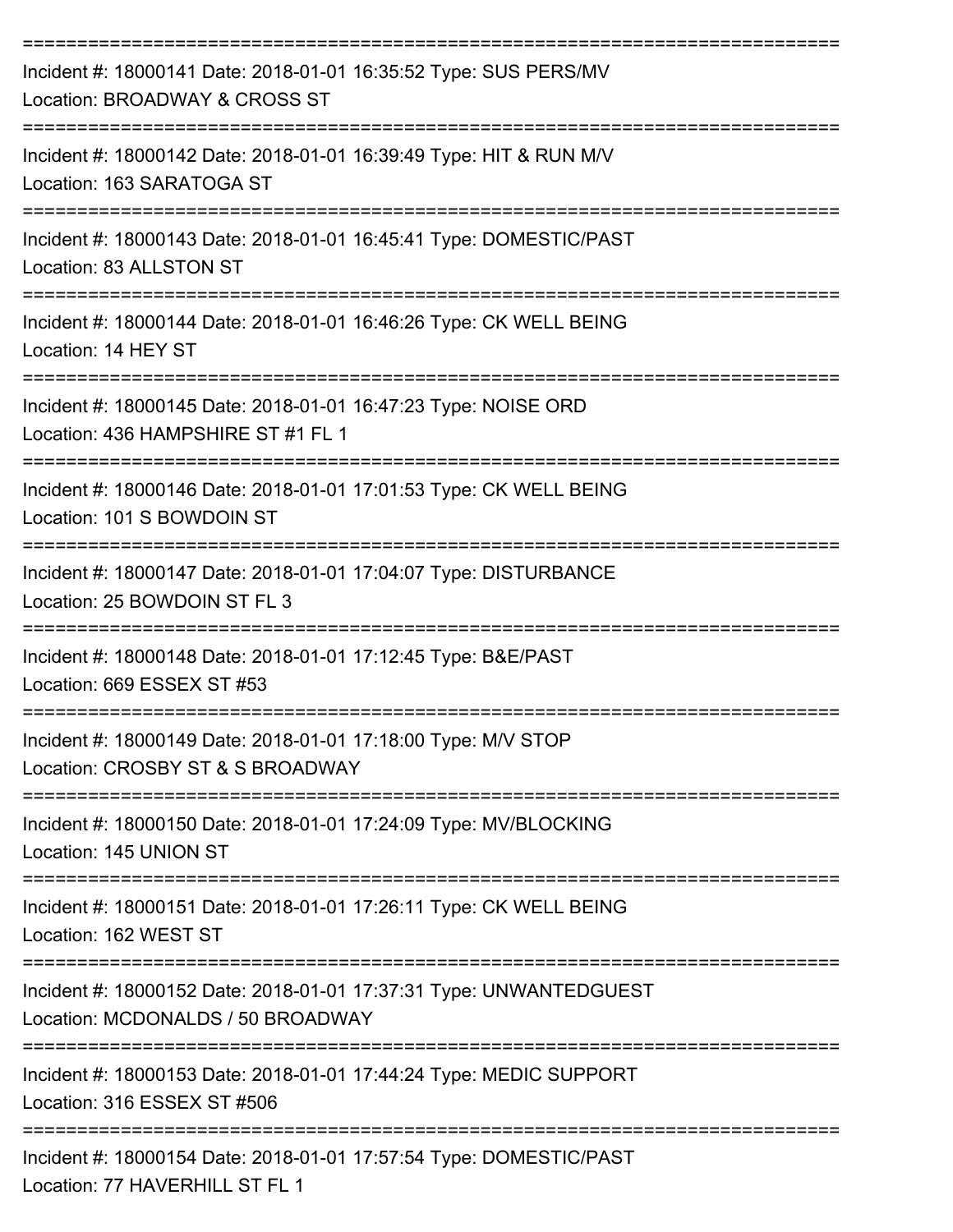===========================================================================

Incident #: 18000141 Date: 2018-01-01 16:35:52 Type: SUS PERS/MV
Location: BROADWAY & CROSS ST

===========================================================================

Incident #: 18000142 Date: 2018-01-01 16:39:49 Type: HIT & RUN M/V
Location: 163 SARATOGA ST

===========================================================================

Incident #: 18000143 Date: 2018-01-01 16:45:41 Type: DOMESTIC/PAST
Location: 83 ALLSTON ST

===========================================================================

Incident #: 18000144 Date: 2018-01-01 16:46:26 Type: CK WELL BEING
Location: 14 HEY ST

===========================================================================

Incident #: 18000145 Date: 2018-01-01 16:47:23 Type: NOISE ORD
Location: 436 HAMPSHIRE ST #1 FL 1

===========================================================================

Incident #: 18000146 Date: 2018-01-01 17:01:53 Type: CK WELL BEING
Location: 101 S BOWDOIN ST

===========================================================================

Incident #: 18000147 Date: 2018-01-01 17:04:07 Type: DISTURBANCE
Location: 25 BOWDOIN ST FL 3

===========================================================================

Incident #: 18000148 Date: 2018-01-01 17:12:45 Type: B&E/PAST
Location: 669 ESSEX ST #53

===========================================================================

Incident #: 18000149 Date: 2018-01-01 17:18:00 Type: M/V STOP
Location: CROSBY ST & S BROADWAY

===========================================================================

Incident #: 18000150 Date: 2018-01-01 17:24:09 Type: MV/BLOCKING
Location: 145 UNION ST

===========================================================================

Incident #: 18000151 Date: 2018-01-01 17:26:11 Type: CK WELL BEING
Location: 162 WEST ST

===========================================================================

Incident #: 18000152 Date: 2018-01-01 17:37:31 Type: UNWANTEDGUEST
Location: MCDONALDS / 50 BROADWAY

===========================================================================

Incident #: 18000153 Date: 2018-01-01 17:44:24 Type: MEDIC SUPPORT
Location: 316 ESSEX ST #506

===========================================================================

Incident #: 18000154 Date: 2018-01-01 17:57:54 Type: DOMESTIC/PAST
Location: 77 HAVERHILL ST FL 1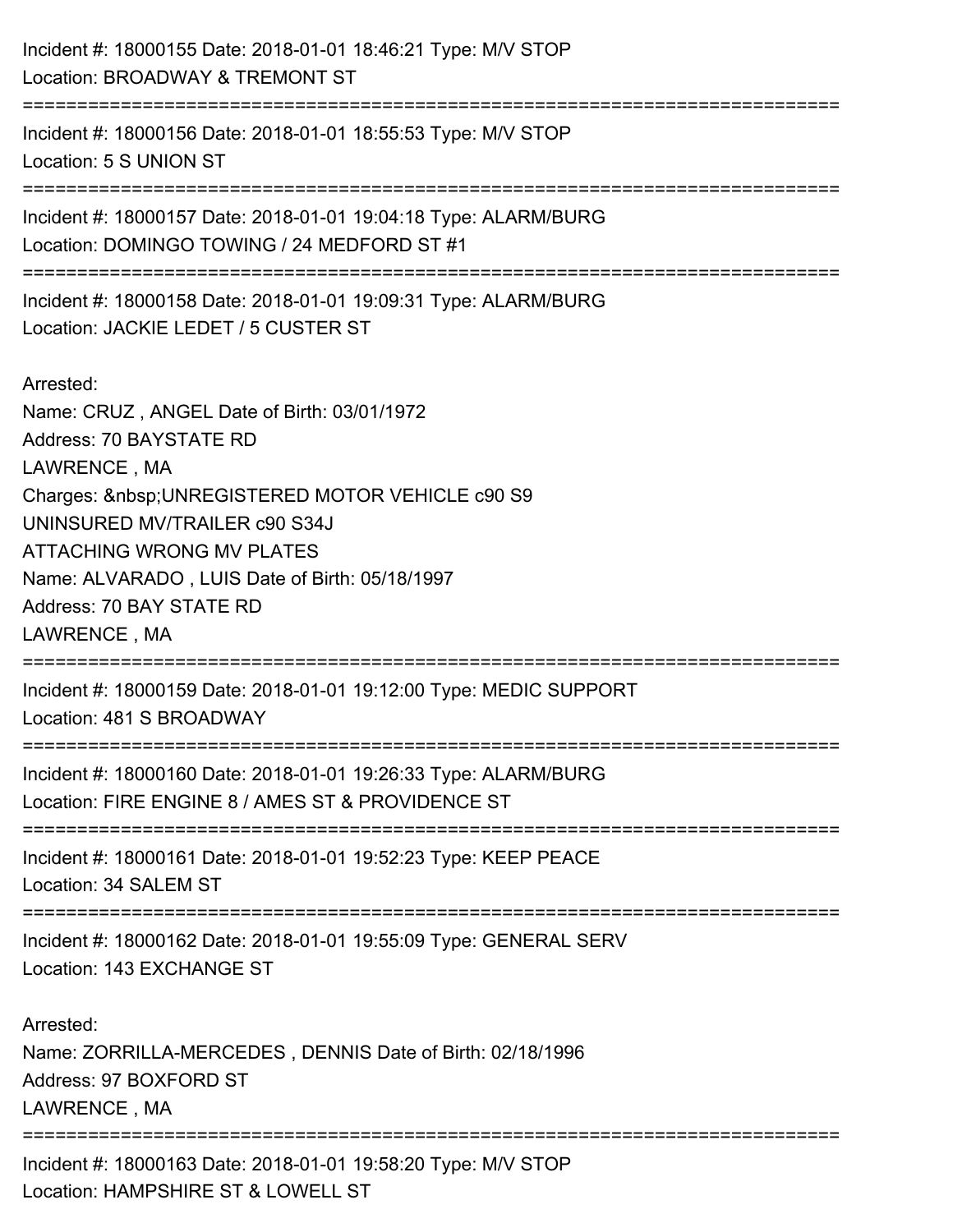Incident #: 18000155 Date: 2018-01-01 18:46:21 Type: M/V STOP
Location: BROADWAY & TREMONT ST

===========================================================================

Incident #: 18000156 Date: 2018-01-01 18:55:53 Type: M/V STOP
Location: 5 S UNION ST

===========================================================================

Incident #: 18000157 Date: 2018-01-01 19:04:18 Type: ALARM/BURG
Location: DOMINGO TOWING / 24 MEDFORD ST #1

===========================================================================

Incident #: 18000158 Date: 2018-01-01 19:09:31 Type: ALARM/BURG
Location: JACKIE LEDET / 5 CUSTER ST

Arrested:
Name: CRUZ , ANGEL Date of Birth: 03/01/1972
Address: 70 BAYSTATE RD
LAWRENCE , MA
Charges: &nbsp;UNREGISTERED MOTOR VEHICLE c90 S9
UNINSURED MV/TRAILER c90 S34J
ATTACHING WRONG MV PLATES
Name: ALVARADO , LUIS Date of Birth: 05/18/1997
Address: 70 BAY STATE RD
LAWRENCE , MA

===========================================================================

Incident #: 18000159 Date: 2018-01-01 19:12:00 Type: MEDIC SUPPORT
Location: 481 S BROADWAY

===========================================================================

Incident #: 18000160 Date: 2018-01-01 19:26:33 Type: ALARM/BURG
Location: FIRE ENGINE 8 / AMES ST & PROVIDENCE ST

===========================================================================

Incident #: 18000161 Date: 2018-01-01 19:52:23 Type: KEEP PEACE
Location: 34 SALEM ST

===========================================================================

Incident #: 18000162 Date: 2018-01-01 19:55:09 Type: GENERAL SERV
Location: 143 EXCHANGE ST

Arrested:
Name: ZORRILLA-MERCEDES , DENNIS Date of Birth: 02/18/1996
Address: 97 BOXFORD ST
LAWRENCE , MA

===========================================================================

Incident #: 18000163 Date: 2018-01-01 19:58:20 Type: M/V STOP
Location: HAMPSHIRE ST & LOWELL ST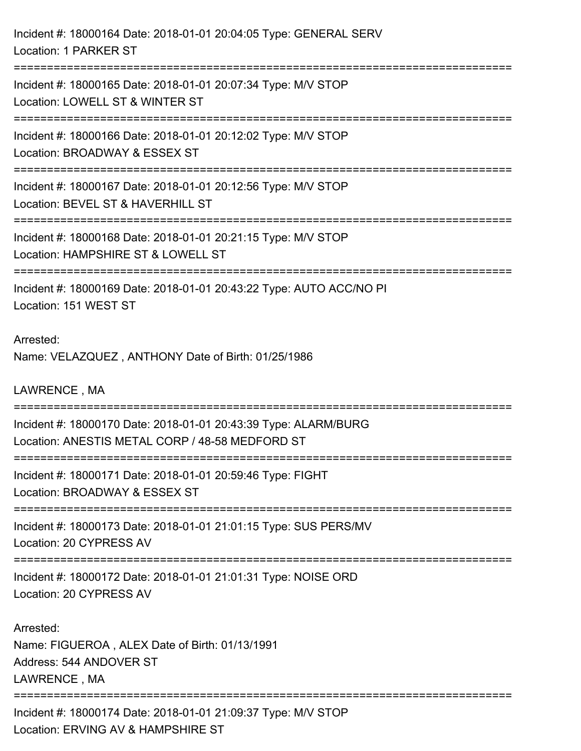Incident #: 18000164 Date: 2018-01-01 20:04:05 Type: GENERAL SERV
Location: 1 PARKER ST

===========================================================================

Incident #: 18000165 Date: 2018-01-01 20:07:34 Type: M/V STOP
Location: LOWELL ST & WINTER ST

===========================================================================

Incident #: 18000166 Date: 2018-01-01 20:12:02 Type: M/V STOP
Location: BROADWAY & ESSEX ST

===========================================================================

Incident #: 18000167 Date: 2018-01-01 20:12:56 Type: M/V STOP
Location: BEVEL ST & HAVERHILL ST

===========================================================================

Incident #: 18000168 Date: 2018-01-01 20:21:15 Type: M/V STOP
Location: HAMPSHIRE ST & LOWELL ST

===========================================================================

Incident #: 18000169 Date: 2018-01-01 20:43:22 Type: AUTO ACC/NO PI
Location: 151 WEST ST

Arrested:
Name: VELAZQUEZ , ANTHONY Date of Birth: 01/25/1986

LAWRENCE , MA

===========================================================================

Incident #: 18000170 Date: 2018-01-01 20:43:39 Type: ALARM/BURG
Location: ANESTIS METAL CORP / 48-58 MEDFORD ST

===========================================================================

Incident #: 18000171 Date: 2018-01-01 20:59:46 Type: FIGHT
Location: BROADWAY & ESSEX ST

===========================================================================

Incident #: 18000173 Date: 2018-01-01 21:01:15 Type: SUS PERS/MV
Location: 20 CYPRESS AV

===========================================================================

Incident #: 18000172 Date: 2018-01-01 21:01:31 Type: NOISE ORD
Location: 20 CYPRESS AV

Arrested:
Name: FIGUEROA , ALEX Date of Birth: 01/13/1991
Address: 544 ANDOVER ST
LAWRENCE , MA

===========================================================================

Incident #: 18000174 Date: 2018-01-01 21:09:37 Type: M/V STOP
Location: ERVING AV & HAMPSHIRE ST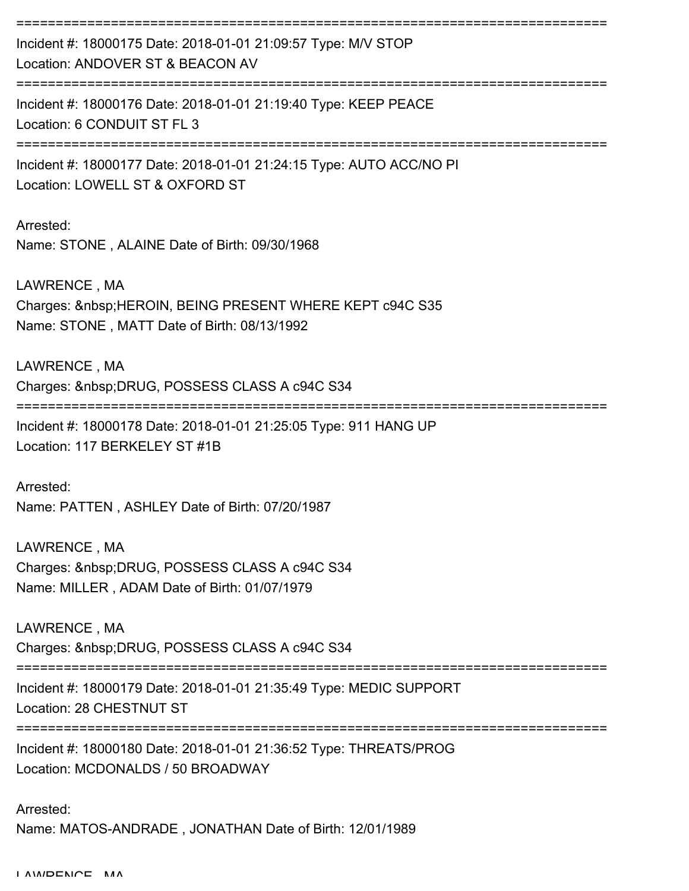===========================================================================
Incident #: 18000175 Date: 2018-01-01 21:09:57 Type: M/V STOP
Location: ANDOVER ST & BEACON AV
===========================================================================
Incident #: 18000176 Date: 2018-01-01 21:19:40 Type: KEEP PEACE
Location: 6 CONDUIT ST FL 3
===========================================================================
Incident #: 18000177 Date: 2018-01-01 21:24:15 Type: AUTO ACC/NO PI
Location: LOWELL ST & OXFORD ST

Arrested:
Name: STONE , ALAINE Date of Birth: 09/30/1968

LAWRENCE , MA
Charges: &nbsp;HEROIN, BEING PRESENT WHERE KEPT c94C S35
Name: STONE , MATT Date of Birth: 08/13/1992

LAWRENCE , MA
Charges: &nbsp;DRUG, POSSESS CLASS A c94C S34
===========================================================================
Incident #: 18000178 Date: 2018-01-01 21:25:05 Type: 911 HANG UP
Location: 117 BERKELEY ST #1B

Arrested:
Name: PATTEN , ASHLEY Date of Birth: 07/20/1987

LAWRENCE , MA
Charges: &nbsp;DRUG, POSSESS CLASS A c94C S34
Name: MILLER , ADAM Date of Birth: 01/07/1979

LAWRENCE , MA
Charges: &nbsp;DRUG, POSSESS CLASS A c94C S34
===========================================================================
Incident #: 18000179 Date: 2018-01-01 21:35:49 Type: MEDIC SUPPORT
Location: 28 CHESTNUT ST
===========================================================================
Incident #: 18000180 Date: 2018-01-01 21:36:52 Type: THREATS/PROG
Location: MCDONALDS / 50 BROADWAY

Arrested:
Name: MATOS-ANDRADE , JONATHAN Date of Birth: 12/01/1989

LAWRENCE , MA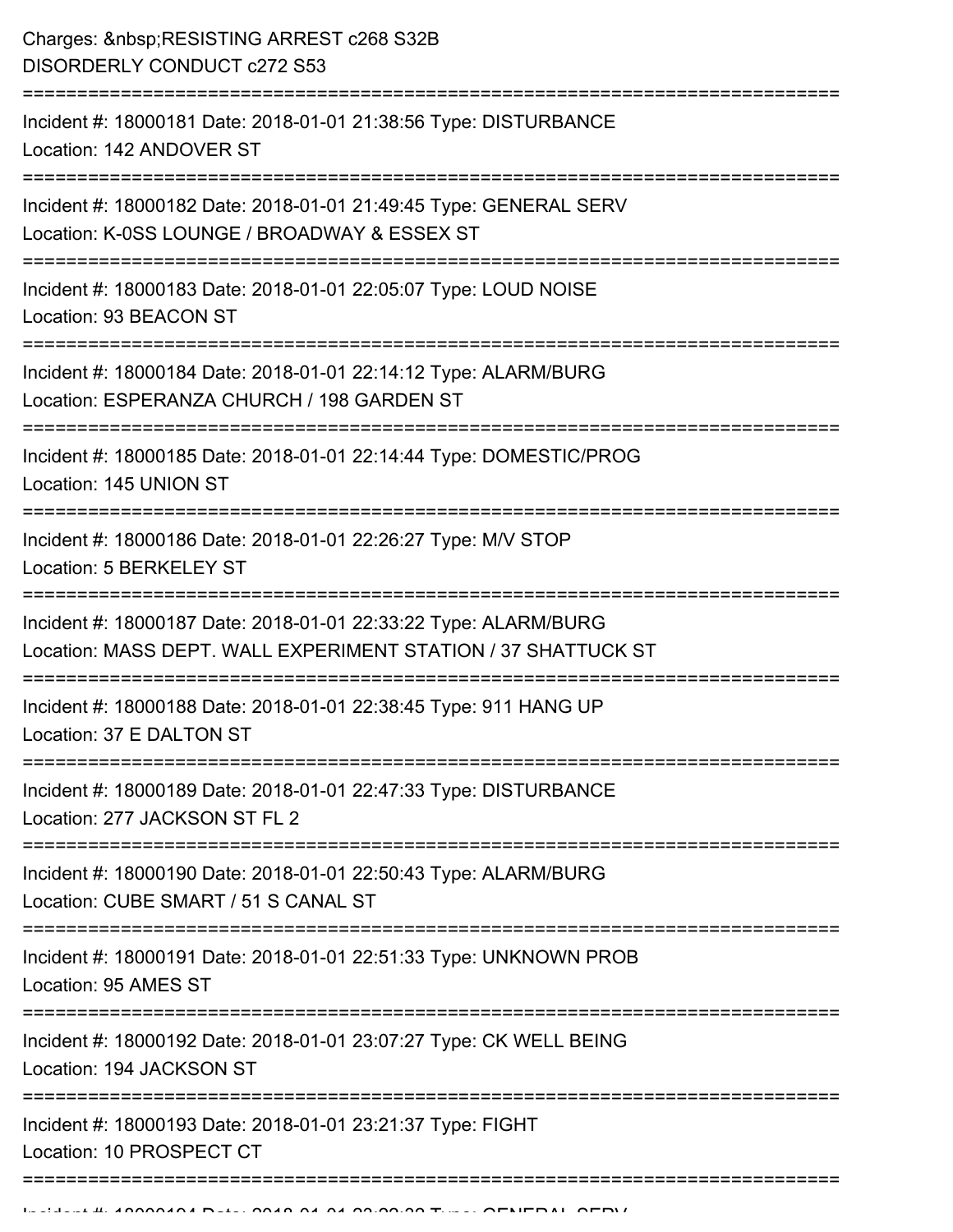Charges: &nbsp;RESISTING ARREST c268 S32B
DISORDERLY CONDUCT c272 S53

===========================================================================

Incident #: 18000181 Date: 2018-01-01 21:38:56 Type: DISTURBANCE
Location: 142 ANDOVER ST

===========================================================================

Incident #: 18000182 Date: 2018-01-01 21:49:45 Type: GENERAL SERV
Location: K-0SS LOUNGE / BROADWAY & ESSEX ST

===========================================================================

Incident #: 18000183 Date: 2018-01-01 22:05:07 Type: LOUD NOISE
Location: 93 BEACON ST

===========================================================================

Incident #: 18000184 Date: 2018-01-01 22:14:12 Type: ALARM/BURG
Location: ESPERANZA CHURCH / 198 GARDEN ST

===========================================================================

Incident #: 18000185 Date: 2018-01-01 22:14:44 Type: DOMESTIC/PROG
Location: 145 UNION ST

===========================================================================

Incident #: 18000186 Date: 2018-01-01 22:26:27 Type: M/V STOP
Location: 5 BERKELEY ST

===========================================================================

Incident #: 18000187 Date: 2018-01-01 22:33:22 Type: ALARM/BURG
Location: MASS DEPT. WALL EXPERIMENT STATION / 37 SHATTUCK ST

===========================================================================

Incident #: 18000188 Date: 2018-01-01 22:38:45 Type: 911 HANG UP
Location: 37 E DALTON ST

===========================================================================

Incident #: 18000189 Date: 2018-01-01 22:47:33 Type: DISTURBANCE
Location: 277 JACKSON ST FL 2

===========================================================================

Incident #: 18000190 Date: 2018-01-01 22:50:43 Type: ALARM/BURG
Location: CUBE SMART / 51 S CANAL ST

===========================================================================

Incident #: 18000191 Date: 2018-01-01 22:51:33 Type: UNKNOWN PROB
Location: 95 AMES ST

===========================================================================

Incident #: 18000192 Date: 2018-01-01 23:07:27 Type: CK WELL BEING
Location: 194 JACKSON ST

===========================================================================

Incident #: 18000193 Date: 2018-01-01 23:21:37 Type: FIGHT
Location: 10 PROSPECT CT

===========================================================================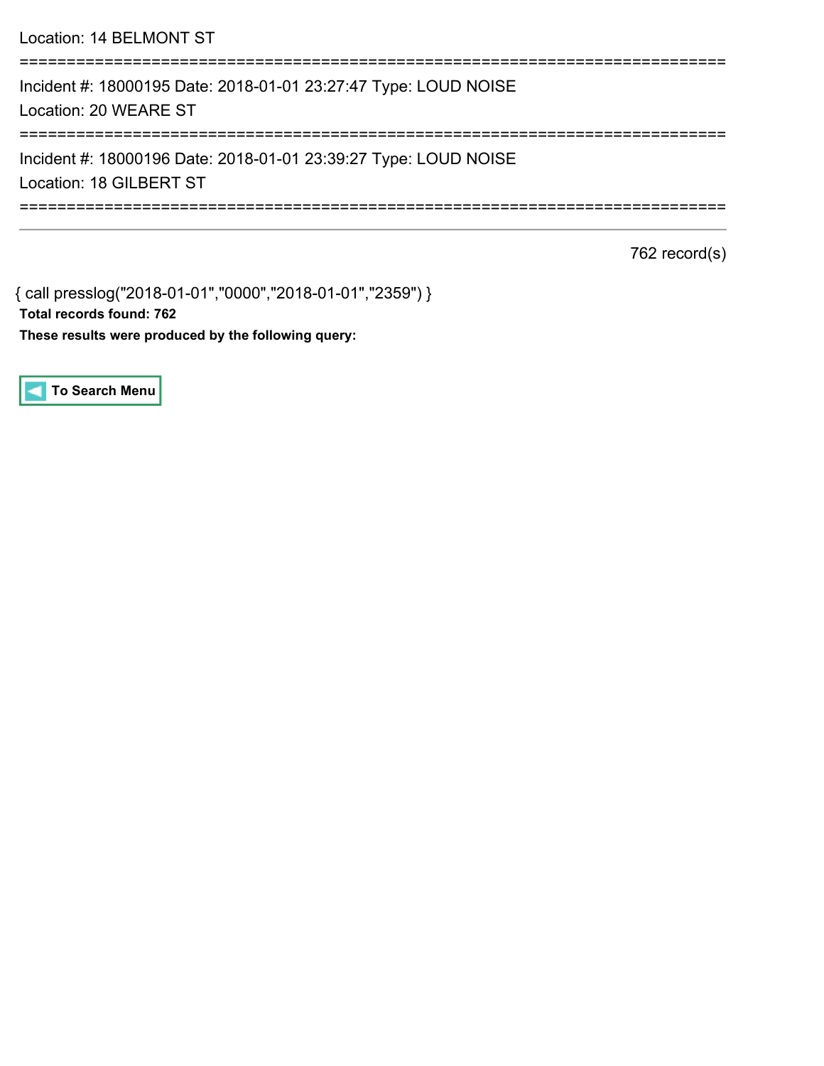Location: 14 BELMONT ST

===========================================================================

Incident #: 18000195 Date: 2018-01-01 23:27:47 Type: LOUD NOISE

Location: 20 WEARE ST

===========================================================================

Incident #: 18000196 Date: 2018-01-01 23:39:27 Type: LOUD NOISE

Location: 18 GILBERT ST

===========================================================================

---

762 record(s)

{ call presslog("2018-01-01","0000","2018-01-01","2359") }

**Total records found: 762**

**These results were produced by the following query:**

To Search Menu